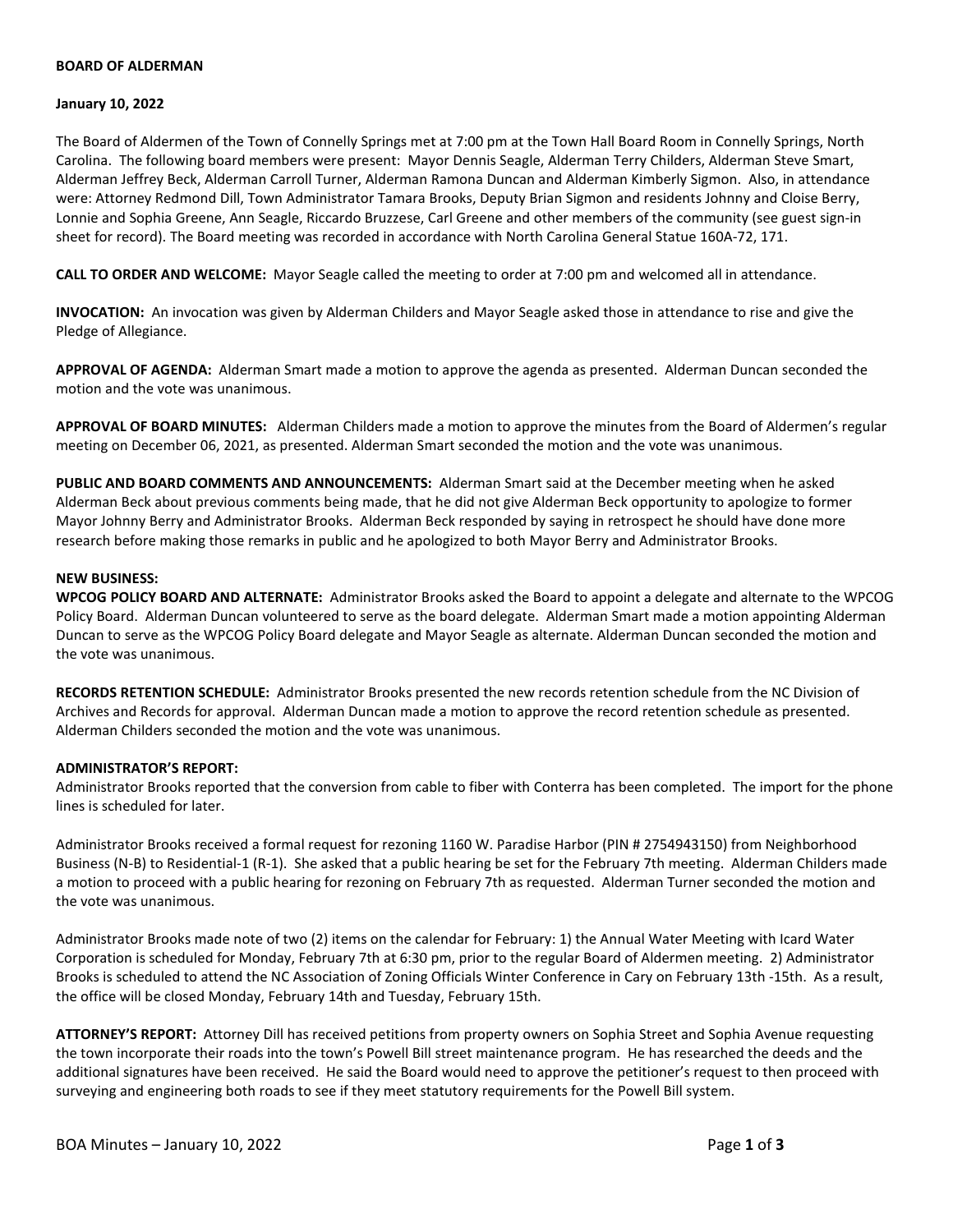**BOARD OF ALDERMAN**

**January 10, 2022**

The Board of Aldermen of the Town of Connelly Springs met at 7:00 pm at the Town Hall Board Room in Connelly Springs, North Carolina. The following board members were present: Mayor Dennis Seagle, Alderman Terry Childers, Alderman Steve Smart, Alderman Jeffrey Beck, Alderman Carroll Turner, Alderman Ramona Duncan and Alderman Kimberly Sigmon. Also, in attendance were: Attorney Redmond Dill, Town Administrator Tamara Brooks, Deputy Brian Sigmon and residents Johnny and Cloise Berry, Lonnie and Sophia Greene, Ann Seagle, Riccardo Bruzzese, Carl Greene and other members of the community (see guest sign-in sheet for record). The Board meeting was recorded in accordance with North Carolina General Statue 160A-72, 171.

**CALL TO ORDER AND WELCOME:** Mayor Seagle called the meeting to order at 7:00 pm and welcomed all in attendance.

**INVOCATION:** An invocation was given by Alderman Childers and Mayor Seagle asked those in attendance to rise and give the Pledge of Allegiance.

**APPROVAL OF AGENDA:** Alderman Smart made a motion to approve the agenda as presented. Alderman Duncan seconded the motion and the vote was unanimous.

**APPROVAL OF BOARD MINUTES:** Alderman Childers made a motion to approve the minutes from the Board of Aldermen's regular meeting on December 06, 2021, as presented. Alderman Smart seconded the motion and the vote was unanimous.

**PUBLIC AND BOARD COMMENTS AND ANNOUNCEMENTS:** Alderman Smart said at the December meeting when he asked Alderman Beck about previous comments being made, that he did not give Alderman Beck opportunity to apologize to former Mayor Johnny Berry and Administrator Brooks. Alderman Beck responded by saying in retrospect he should have done more research before making those remarks in public and he apologized to both Mayor Berry and Administrator Brooks.

**NEW BUSINESS:**

**WPCOG POLICY BOARD AND ALTERNATE:** Administrator Brooks asked the Board to appoint a delegate and alternate to the WPCOG Policy Board. Alderman Duncan volunteered to serve as the board delegate. Alderman Smart made a motion appointing Alderman Duncan to serve as the WPCOG Policy Board delegate and Mayor Seagle as alternate. Alderman Duncan seconded the motion and the vote was unanimous.

**RECORDS RETENTION SCHEDULE:** Administrator Brooks presented the new records retention schedule from the NC Division of Archives and Records for approval. Alderman Duncan made a motion to approve the record retention schedule as presented. Alderman Childers seconded the motion and the vote was unanimous.

**ADMINISTRATOR'S REPORT:**

Administrator Brooks reported that the conversion from cable to fiber with Conterra has been completed. The import for the phone lines is scheduled for later.

Administrator Brooks received a formal request for rezoning 1160 W. Paradise Harbor (PIN # 2754943150) from Neighborhood Business (N-B) to Residential-1 (R-1). She asked that a public hearing be set for the February 7th meeting. Alderman Childers made a motion to proceed with a public hearing for rezoning on February 7th as requested. Alderman Turner seconded the motion and the vote was unanimous.

Administrator Brooks made note of two (2) items on the calendar for February: 1) the Annual Water Meeting with Icard Water Corporation is scheduled for Monday, February 7th at 6:30 pm, prior to the regular Board of Aldermen meeting. 2) Administrator Brooks is scheduled to attend the NC Association of Zoning Officials Winter Conference in Cary on February 13th -15th. As a result, the office will be closed Monday, February 14th and Tuesday, February 15th.

**ATTORNEY'S REPORT:** Attorney Dill has received petitions from property owners on Sophia Street and Sophia Avenue requesting the town incorporate their roads into the town's Powell Bill street maintenance program. He has researched the deeds and the additional signatures have been received. He said the Board would need to approve the petitioner's request to then proceed with surveying and engineering both roads to see if they meet statutory requirements for the Powell Bill system.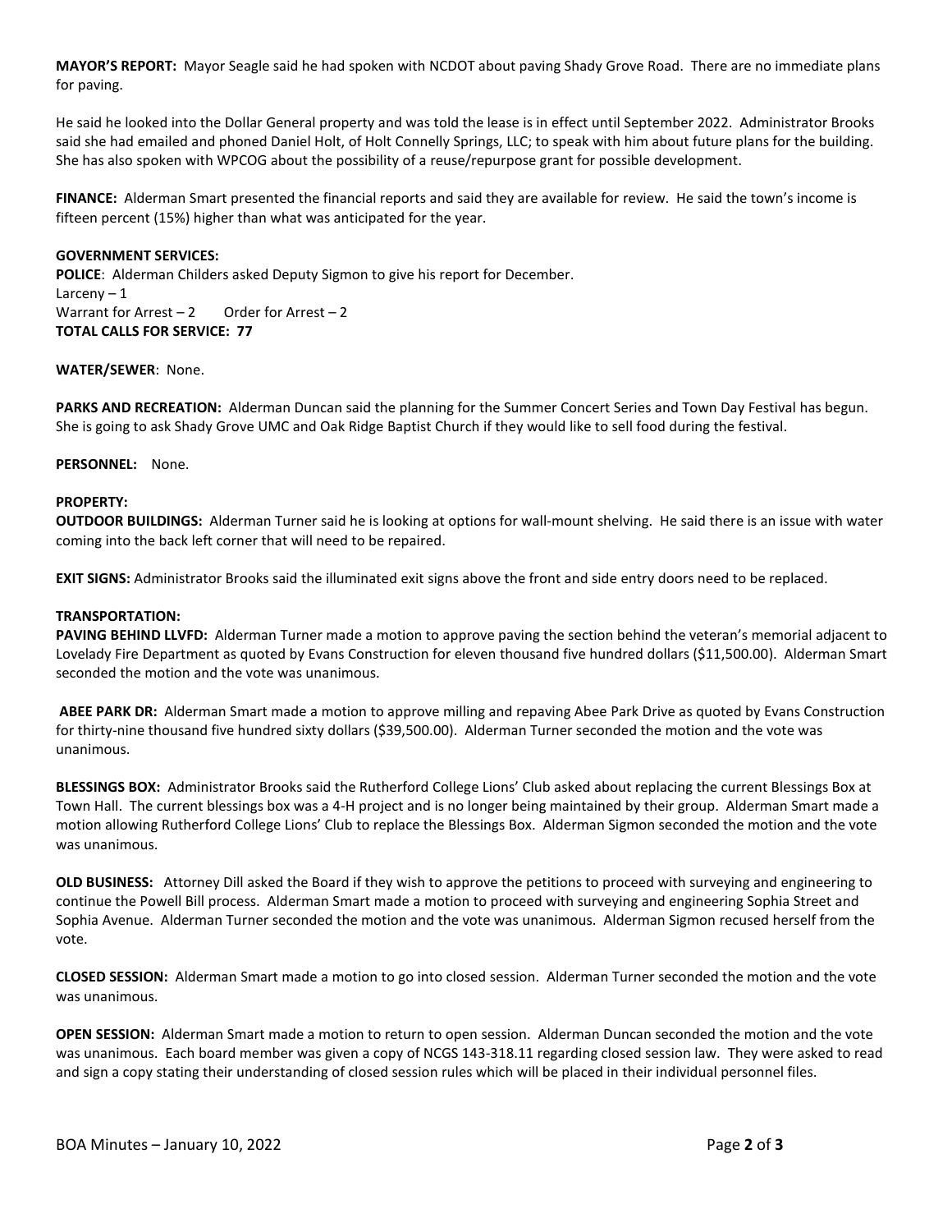**MAYOR'S REPORT:** Mayor Seagle said he had spoken with NCDOT about paving Shady Grove Road. There are no immediate plans for paving.

He said he looked into the Dollar General property and was told the lease is in effect until September 2022. Administrator Brooks said she had emailed and phoned Daniel Holt, of Holt Connelly Springs, LLC; to speak with him about future plans for the building. She has also spoken with WPCOG about the possibility of a reuse/repurpose grant for possible development.

**FINANCE:** Alderman Smart presented the financial reports and said they are available for review. He said the town's income is fifteen percent (15%) higher than what was anticipated for the year.

**GOVERNMENT SERVICES:**
**POLICE**: Alderman Childers asked Deputy Sigmon to give his report for December.
Larceny – 1
Warrant for Arrest – 2     Order for Arrest – 2
**TOTAL CALLS FOR SERVICE: 77**

**WATER/SEWER**: None.

**PARKS AND RECREATION:** Alderman Duncan said the planning for the Summer Concert Series and Town Day Festival has begun. She is going to ask Shady Grove UMC and Oak Ridge Baptist Church if they would like to sell food during the festival.

**PERSONNEL:** None.

**PROPERTY:**
**OUTDOOR BUILDINGS:** Alderman Turner said he is looking at options for wall-mount shelving. He said there is an issue with water coming into the back left corner that will need to be repaired.

**EXIT SIGNS:** Administrator Brooks said the illuminated exit signs above the front and side entry doors need to be replaced.

**TRANSPORTATION:**
**PAVING BEHIND LLVFD:** Alderman Turner made a motion to approve paving the section behind the veteran's memorial adjacent to Lovelady Fire Department as quoted by Evans Construction for eleven thousand five hundred dollars ($11,500.00). Alderman Smart seconded the motion and the vote was unanimous.

**ABEE PARK DR:** Alderman Smart made a motion to approve milling and repaving Abee Park Drive as quoted by Evans Construction for thirty-nine thousand five hundred sixty dollars ($39,500.00). Alderman Turner seconded the motion and the vote was unanimous.

**BLESSINGS BOX:** Administrator Brooks said the Rutherford College Lions' Club asked about replacing the current Blessings Box at Town Hall. The current blessings box was a 4-H project and is no longer being maintained by their group. Alderman Smart made a motion allowing Rutherford College Lions' Club to replace the Blessings Box. Alderman Sigmon seconded the motion and the vote was unanimous.

**OLD BUSINESS:** Attorney Dill asked the Board if they wish to approve the petitions to proceed with surveying and engineering to continue the Powell Bill process. Alderman Smart made a motion to proceed with surveying and engineering Sophia Street and Sophia Avenue. Alderman Turner seconded the motion and the vote was unanimous. Alderman Sigmon recused herself from the vote.

**CLOSED SESSION:** Alderman Smart made a motion to go into closed session. Alderman Turner seconded the motion and the vote was unanimous.

**OPEN SESSION:** Alderman Smart made a motion to return to open session. Alderman Duncan seconded the motion and the vote was unanimous. Each board member was given a copy of NCGS 143-318.11 regarding closed session law. They were asked to read and sign a copy stating their understanding of closed session rules which will be placed in their individual personnel files.

BOA Minutes – January 10, 2022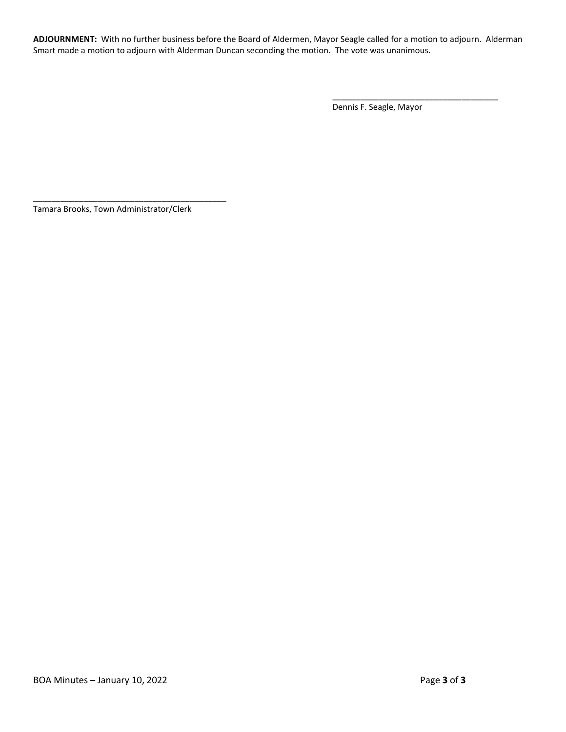**ADJOURNMENT:** With no further business before the Board of Aldermen, Mayor Seagle called for a motion to adjourn. Alderman Smart made a motion to adjourn with Alderman Duncan seconding the motion. The vote was unanimous.

\_\_\_\_\_\_\_\_\_\_\_\_\_\_\_\_\_\_\_\_\_\_\_\_\_\_\_\_\_\_\_\_\_\_\_\_\_
Dennis F. Seagle, Mayor

\_\_\_\_\_\_\_\_\_\_\_\_\_\_\_\_\_\_\_\_\_\_\_\_\_\_\_\_\_\_\_\_\_\_\_\_\_\_\_\_\_\_\_
Tamara Brooks, Town Administrator/Clerk